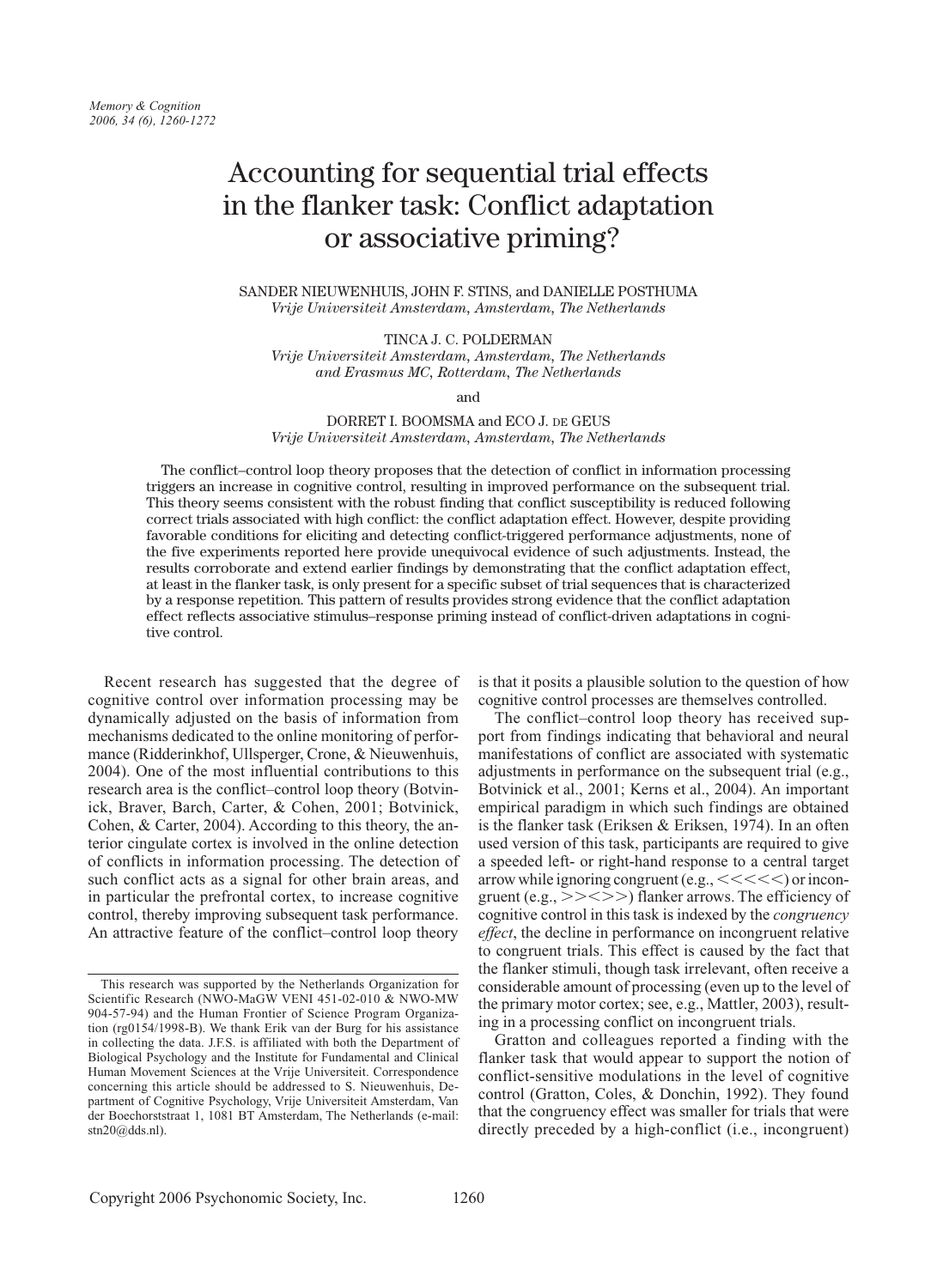*Memory & Cognition*
*2006, 34 (6), 1260-1272*

# Accounting for sequential trial effects in the flanker task: Conflict adaptation or associative priming?

SANDER NIEUWENHUIS, JOHN F. STINS, and DANIELLE POSTHUMA
*Vrije Universiteit Amsterdam, Amsterdam, The Netherlands*

TINCA J. C. POLDERMAN
*Vrije Universiteit Amsterdam, Amsterdam, The Netherlands and Erasmus MC, Rotterdam, The Netherlands*

and

DORRET I. BOOMSMA and ECO J. DE GEUS
*Vrije Universiteit Amsterdam, Amsterdam, The Netherlands*

The conflict–control loop theory proposes that the detection of conflict in information processing triggers an increase in cognitive control, resulting in improved performance on the subsequent trial. This theory seems consistent with the robust finding that conflict susceptibility is reduced following correct trials associated with high conflict: the conflict adaptation effect. However, despite providing favorable conditions for eliciting and detecting conflict-triggered performance adjustments, none of the five experiments reported here provide unequivocal evidence of such adjustments. Instead, the results corroborate and extend earlier findings by demonstrating that the conflict adaptation effect, at least in the flanker task, is only present for a specific subset of trial sequences that is characterized by a response repetition. This pattern of results provides strong evidence that the conflict adaptation effect reflects associative stimulus–response priming instead of conflict-driven adaptations in cognitive control.

Recent research has suggested that the degree of cognitive control over information processing may be dynamically adjusted on the basis of information from mechanisms dedicated to the online monitoring of performance (Ridderinkhof, Ullsperger, Crone, & Nieuwenhuis, 2004). One of the most influential contributions to this research area is the conflict–control loop theory (Botvinick, Braver, Barch, Carter, & Cohen, 2001; Botvinick, Cohen, & Carter, 2004). According to this theory, the anterior cingulate cortex is involved in the online detection of conflicts in information processing. The detection of such conflict acts as a signal for other brain areas, and in particular the prefrontal cortex, to increase cognitive control, thereby improving subsequent task performance. An attractive feature of the conflict–control loop theory is that it posits a plausible solution to the question of how cognitive control processes are themselves controlled.

The conflict–control loop theory has received support from findings indicating that behavioral and neural manifestations of conflict are associated with systematic adjustments in performance on the subsequent trial (e.g., Botvinick et al., 2001; Kerns et al., 2004). An important empirical paradigm in which such findings are obtained is the flanker task (Eriksen & Eriksen, 1974). In an often used version of this task, participants are required to give a speeded left- or right-hand response to a central target arrow while ignoring congruent (e.g., <<<<<) or incongruent (e.g., >><>>) flanker arrows. The efficiency of cognitive control in this task is indexed by the *congruency effect*, the decline in performance on incongruent relative to congruent trials. This effect is caused by the fact that the flanker stimuli, though task irrelevant, often receive a considerable amount of processing (even up to the level of the primary motor cortex; see, e.g., Mattler, 2003), resulting in a processing conflict on incongruent trials.

Gratton and colleagues reported a finding with the flanker task that would appear to support the notion of conflict-sensitive modulations in the level of cognitive control (Gratton, Coles, & Donchin, 1992). They found that the congruency effect was smaller for trials that were directly preceded by a high-conflict (i.e., incongruent)

---

This research was supported by the Netherlands Organization for Scientific Research (NWO-MaGW VENI 451-02-010 & NWO-MW 904-57-94) and the Human Frontier of Science Program Organization (rg0154/1998-B). We thank Erik van der Burg for his assistance in collecting the data. J.F.S. is affiliated with both the Department of Biological Psychology and the Institute for Fundamental and Clinical Human Movement Sciences at the Vrije Universiteit. Correspondence concerning this article should be addressed to S. Nieuwenhuis, Department of Cognitive Psychology, Vrije Universiteit Amsterdam, Van der Boechorststraat 1, 1081 BT Amsterdam, The Netherlands (e-mail: stn20@dds.nl).

Copyright 2006 Psychonomic Society, Inc.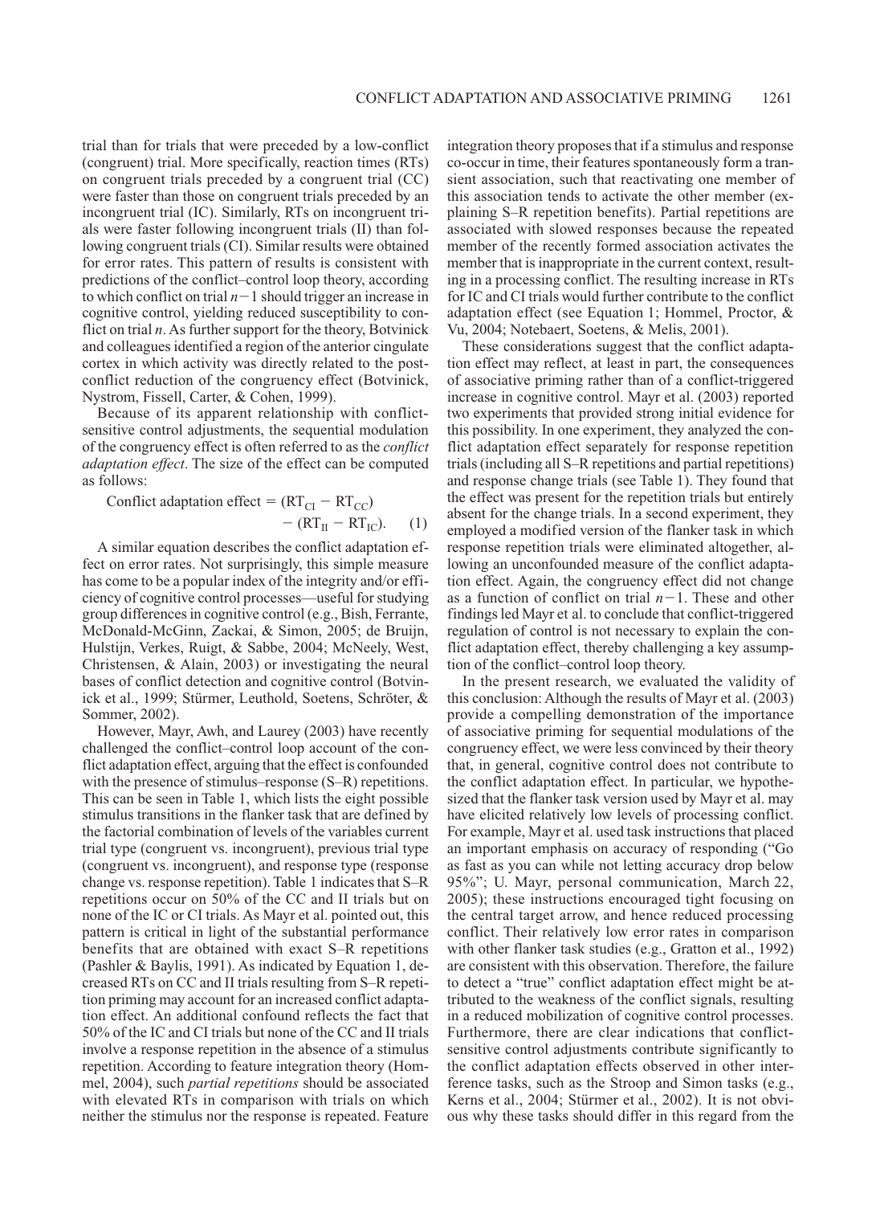trial than for trials that were preceded by a low-conflict (congruent) trial. More specifically, reaction times (RTs) on congruent trials preceded by a congruent trial (CC) were faster than those on congruent trials preceded by an incongruent trial (IC). Similarly, RTs on incongruent trials were faster following incongruent trials (II) than following congruent trials (CI). Similar results were obtained for error rates. This pattern of results is consistent with predictions of the conflict–control loop theory, according to which conflict on trial $n-1$ should trigger an increase in cognitive control, yielding reduced susceptibility to conflict on trial $n$. As further support for the theory, Botvinick and colleagues identified a region of the anterior cingulate cortex in which activity was directly related to the post-conflict reduction of the congruency effect (Botvinick, Nystrom, Fissell, Carter, & Cohen, 1999).

Because of its apparent relationship with conflict-sensitive control adjustments, the sequential modulation of the congruency effect is often referred to as the *conflict adaptation effect*. The size of the effect can be computed as follows:

$$\text{Conflict adaptation effect} = (\text{RT}_{\text{CI}} - \text{RT}_{\text{CC}}) - (\text{RT}_{\text{II}} - \text{RT}_{\text{IC}}). \quad (1)$$

A similar equation describes the conflict adaptation effect on error rates. Not surprisingly, this simple measure has come to be a popular index of the integrity and/or efficiency of cognitive control processes—useful for studying group differences in cognitive control (e.g., Bish, Ferrante, McDonald-McGinn, Zackai, & Simon, 2005; de Bruijn, Hulstijn, Verkes, Ruigt, & Sabbe, 2004; McNeely, West, Christensen, & Alain, 2003) or investigating the neural bases of conflict detection and cognitive control (Botvinick et al., 1999; Stürmer, Leuthold, Soetens, Schröter, & Sommer, 2002).

However, Mayr, Awh, and Laurey (2003) have recently challenged the conflict–control loop account of the conflict adaptation effect, arguing that the effect is confounded with the presence of stimulus–response (S–R) repetitions. This can be seen in Table 1, which lists the eight possible stimulus transitions in the flanker task that are defined by the factorial combination of levels of the variables current trial type (congruent vs. incongruent), previous trial type (congruent vs. incongruent), and response type (response change vs. response repetition). Table 1 indicates that S–R repetitions occur on 50% of the CC and II trials but on none of the IC or CI trials. As Mayr et al. pointed out, this pattern is critical in light of the substantial performance benefits that are obtained with exact S–R repetitions (Pashler & Baylis, 1991). As indicated by Equation 1, decreased RTs on CC and II trials resulting from S–R repetition priming may account for an increased conflict adaptation effect. An additional confound reflects the fact that 50% of the IC and CI trials but none of the CC and II trials involve a response repetition in the absence of a stimulus repetition. According to feature integration theory (Hommel, 2004), such *partial repetitions* should be associated with elevated RTs in comparison with trials on which neither the stimulus nor the response is repeated. Feature integration theory proposes that if a stimulus and response co-occur in time, their features spontaneously form a transient association, such that reactivating one member of this association tends to activate the other member (explaining S–R repetition benefits). Partial repetitions are associated with slowed responses because the repeated member of the recently formed association activates the member that is inappropriate in the current context, resulting in a processing conflict. The resulting increase in RTs for IC and CI trials would further contribute to the conflict adaptation effect (see Equation 1; Hommel, Proctor, & Vu, 2004; Notebaert, Soetens, & Melis, 2001).

These considerations suggest that the conflict adaptation effect may reflect, at least in part, the consequences of associative priming rather than of a conflict-triggered increase in cognitive control. Mayr et al. (2003) reported two experiments that provided strong initial evidence for this possibility. In one experiment, they analyzed the conflict adaptation effect separately for response repetition trials (including all S–R repetitions and partial repetitions) and response change trials (see Table 1). They found that the effect was present for the repetition trials but entirely absent for the change trials. In a second experiment, they employed a modified version of the flanker task in which response repetition trials were eliminated altogether, allowing an unconfounded measure of the conflict adaptation effect. Again, the congruency effect did not change as a function of conflict on trial $n-1$. These and other findings led Mayr et al. to conclude that conflict-triggered regulation of control is not necessary to explain the conflict adaptation effect, thereby challenging a key assumption of the conflict–control loop theory.

In the present research, we evaluated the validity of this conclusion: Although the results of Mayr et al. (2003) provide a compelling demonstration of the importance of associative priming for sequential modulations of the congruency effect, we were less convinced by their theory that, in general, cognitive control does not contribute to the conflict adaptation effect. In particular, we hypothesized that the flanker task version used by Mayr et al. may have elicited relatively low levels of processing conflict. For example, Mayr et al. used task instructions that placed an important emphasis on accuracy of responding ("Go as fast as you can while not letting accuracy drop below 95%"; U. Mayr, personal communication, March 22, 2005); these instructions encouraged tight focusing on the central target arrow, and hence reduced processing conflict. Their relatively low error rates in comparison with other flanker task studies (e.g., Gratton et al., 1992) are consistent with this observation. Therefore, the failure to detect a "true" conflict adaptation effect might be attributed to the weakness of the conflict signals, resulting in a reduced mobilization of cognitive control processes. Furthermore, there are clear indications that conflict-sensitive control adjustments contribute significantly to the conflict adaptation effects observed in other interference tasks, such as the Stroop and Simon tasks (e.g., Kerns et al., 2004; Stürmer et al., 2002). It is not obvious why these tasks should differ in this regard from the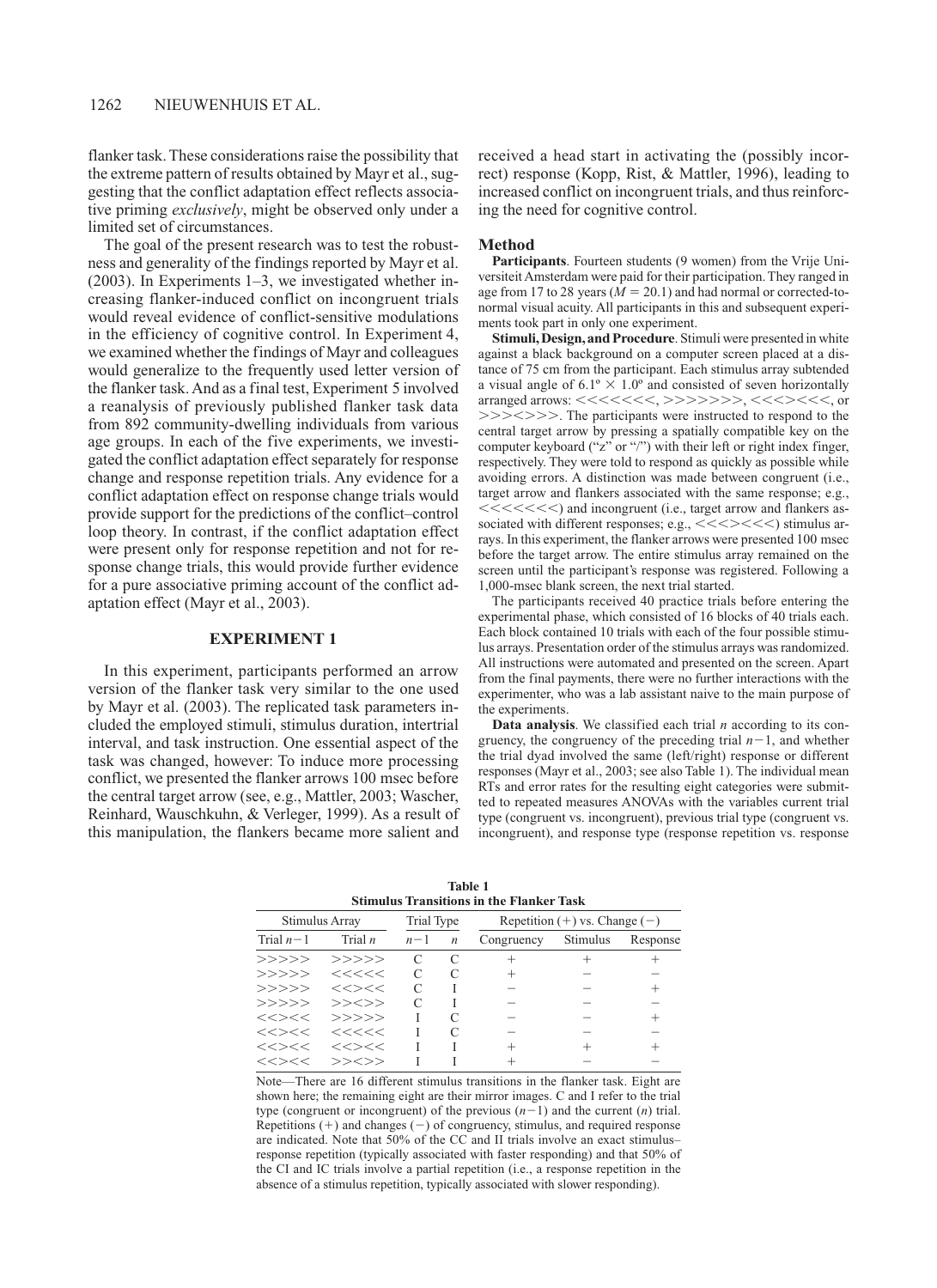flanker task. These considerations raise the possibility that the extreme pattern of results obtained by Mayr et al., suggesting that the conflict adaptation effect reflects associative priming *exclusively*, might be observed only under a limited set of circumstances.

The goal of the present research was to test the robustness and generality of the findings reported by Mayr et al. (2003). In Experiments 1–3, we investigated whether increasing flanker-induced conflict on incongruent trials would reveal evidence of conflict-sensitive modulations in the efficiency of cognitive control. In Experiment 4, we examined whether the findings of Mayr and colleagues would generalize to the frequently used letter version of the flanker task. And as a final test, Experiment 5 involved a reanalysis of previously published flanker task data from 892 community-dwelling individuals from various age groups. In each of the five experiments, we investigated the conflict adaptation effect separately for response change and response repetition trials. Any evidence for a conflict adaptation effect on response change trials would provide support for the predictions of the conflict–control loop theory. In contrast, if the conflict adaptation effect were present only for response repetition and not for response change trials, this would provide further evidence for a pure associative priming account of the conflict adaptation effect (Mayr et al., 2003).

## EXPERIMENT 1

In this experiment, participants performed an arrow version of the flanker task very similar to the one used by Mayr et al. (2003). The replicated task parameters included the employed stimuli, stimulus duration, intertrial interval, and task instruction. One essential aspect of the task was changed, however: To induce more processing conflict, we presented the flanker arrows 100 msec before the central target arrow (see, e.g., Mattler, 2003; Wascher, Reinhard, Wauschkuhn, & Verleger, 1999). As a result of this manipulation, the flankers became more salient and received a head start in activating the (possibly incorrect) response (Kopp, Rist, & Mattler, 1996), leading to increased conflict on incongruent trials, and thus reinforcing the need for cognitive control.

### Method

**Participants**. Fourteen students (9 women) from the Vrije Universiteit Amsterdam were paid for their participation. They ranged in age from 17 to 28 years ($M = 20.1$) and had normal or corrected-to-normal visual acuity. All participants in this and subsequent experiments took part in only one experiment.

**Stimuli, Design, and Procedure**. Stimuli were presented in white against a black background on a computer screen placed at a distance of 75 cm from the participant. Each stimulus array subtended a visual angle of $6.1° \times 1.0°$ and consisted of seven horizontally arranged arrows: <<<<<<<, >>>>>>>, <<<><<<, or >>><>>>. The participants were instructed to respond to the central target arrow by pressing a spatially compatible key on the computer keyboard ("z" or "/") with their left or right index finger, respectively. They were told to respond as quickly as possible while avoiding errors. A distinction was made between congruent (i.e., target arrow and flankers associated with the same response; e.g., <<<<<<<) and incongruent (i.e., target arrow and flankers associated with different responses; e.g., <<<><<<) stimulus arrays. In this experiment, the flanker arrows were presented 100 msec before the target arrow. The entire stimulus array remained on the screen until the participant's response was registered. Following a 1,000-msec blank screen, the next trial started.

The participants received 40 practice trials before entering the experimental phase, which consisted of 16 blocks of 40 trials each. Each block contained 10 trials with each of the four possible stimulus arrays. Presentation order of the stimulus arrays was randomized. All instructions were automated and presented on the screen. Apart from the final payments, there were no further interactions with the experimenter, who was a lab assistant naive to the main purpose of the experiments.

**Data analysis**. We classified each trial $n$ according to its congruency, the congruency of the preceding trial $n-1$, and whether the trial dyad involved the same (left/right) response or different responses (Mayr et al., 2003; see also Table 1). The individual mean RTs and error rates for the resulting eight categories were submitted to repeated measures ANOVAs with the variables current trial type (congruent vs. incongruent), previous trial type (congruent vs. incongruent), and response type (response repetition vs. response

**Table 1**
**Stimulus Transitions in the Flanker Task**

| Stimulus Array | | Trial Type | | Repetition (+) vs. Change (−) | | |
|---|---|---|---|---|---|---|
| Trial $n-1$ | Trial $n$ | $n-1$ | $n$ | Congruency | Stimulus | Response |
| >>>>> | >>>>> | C | C | + | + | + |
| >>>>> | <<<<< | C | C | + | − | − |
| >>>>> | <<><< | C | I | − | − | + |
| >>>>> | >><>> | C | I | − | − | − |
| <<><< | >>>>> | I | C | − | − | + |
| <<><< | <<<<< | I | C | − | − | − |
| <<><< | <<><< | I | I | + | + | + |
| <<><< | >><>> | I | I | + | − | − |

Note—There are 16 different stimulus transitions in the flanker task. Eight are shown here; the remaining eight are their mirror images. C and I refer to the trial type (congruent or incongruent) of the previous ($n-1$) and the current ($n$) trial. Repetitions (+) and changes (−) of congruency, stimulus, and required response are indicated. Note that 50% of the CC and II trials involve an exact stimulus–response repetition (typically associated with faster responding) and that 50% of the CI and IC trials involve a partial repetition (i.e., a response repetition in the absence of a stimulus repetition, typically associated with slower responding).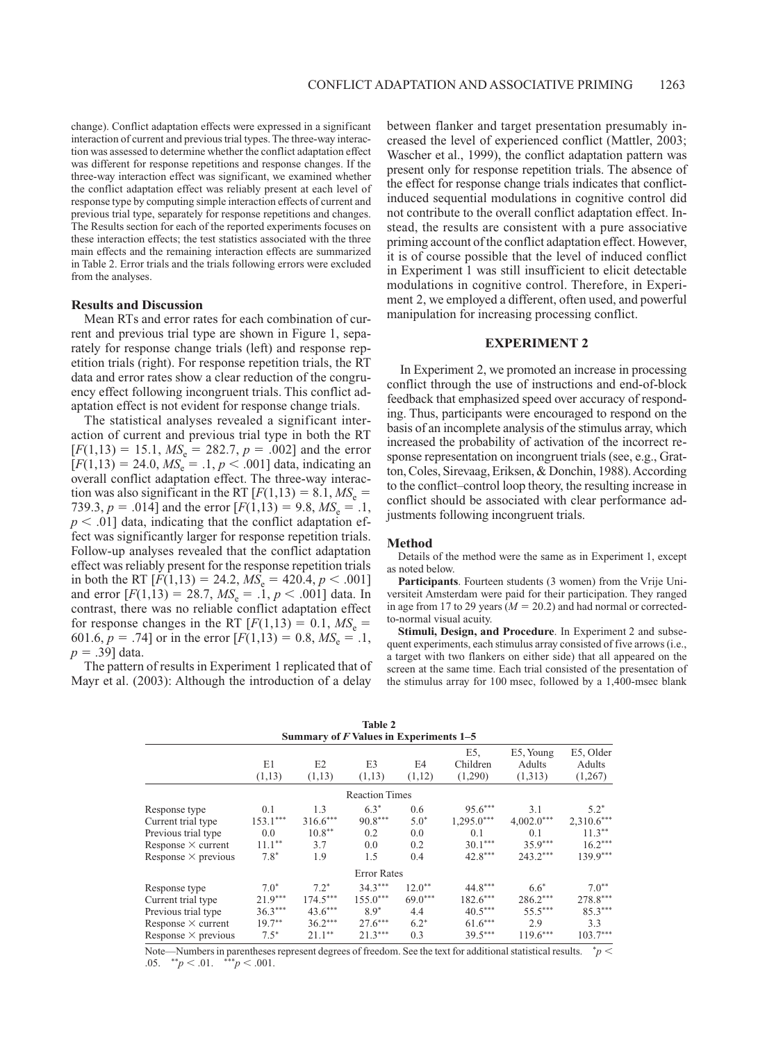change). Conflict adaptation effects were expressed in a significant interaction of current and previous trial types. The three-way interaction was assessed to determine whether the conflict adaptation effect was different for response repetitions and response changes. If the three-way interaction effect was significant, we examined whether the conflict adaptation effect was reliably present at each level of response type by computing simple interaction effects of current and previous trial type, separately for response repetitions and changes. The Results section for each of the reported experiments focuses on these interaction effects; the test statistics associated with the three main effects and the remaining interaction effects are summarized in Table 2. Error trials and the trials following errors were excluded from the analyses.

### Results and Discussion

Mean RTs and error rates for each combination of current and previous trial type are shown in Figure 1, separately for response change trials (left) and response repetition trials (right). For response repetition trials, the RT data and error rates show a clear reduction of the congruency effect following incongruent trials. This conflict adaptation effect is not evident for response change trials.

The statistical analyses revealed a significant interaction of current and previous trial type in both the RT [$F(1,13) = 15.1$, $MS_e = 282.7$, $p = .002$] and the error [$F(1,13) = 24.0$, $MS_e = .1$, $p < .001$] data, indicating an overall conflict adaptation effect. The three-way interaction was also significant in the RT [$F(1,13) = 8.1$, $MS_e = 739.3$, $p = .014$] and the error [$F(1,13) = 9.8$, $MS_e = .1$, $p < .01$] data, indicating that the conflict adaptation effect was significantly larger for response repetition trials. Follow-up analyses revealed that the conflict adaptation effect was reliably present for the response repetition trials in both the RT [$F(1,13) = 24.2$, $MS_e = 420.4$, $p < .001$] and error [$F(1,13) = 28.7$, $MS_e = .1$, $p < .001$] data. In contrast, there was no reliable conflict adaptation effect for response changes in the RT [$F(1,13) = 0.1$, $MS_e = 601.6$, $p = .74$] or in the error [$F(1,13) = 0.8$, $MS_e = .1$, $p = .39$] data.

The pattern of results in Experiment 1 replicated that of Mayr et al. (2003): Although the introduction of a delay between flanker and target presentation presumably increased the level of experienced conflict (Mattler, 2003; Wascher et al., 1999), the conflict adaptation pattern was present only for response repetition trials. The absence of the effect for response change trials indicates that conflict-induced sequential modulations in cognitive control did not contribute to the overall conflict adaptation effect. Instead, the results are consistent with a pure associative priming account of the conflict adaptation effect. However, it is of course possible that the level of induced conflict in Experiment 1 was still insufficient to elicit detectable modulations in cognitive control. Therefore, in Experiment 2, we employed a different, often used, and powerful manipulation for increasing processing conflict.

## EXPERIMENT 2

In Experiment 2, we promoted an increase in processing conflict through the use of instructions and end-of-block feedback that emphasized speed over accuracy of responding. Thus, participants were encouraged to respond on the basis of an incomplete analysis of the stimulus array, which increased the probability of activation of the incorrect response representation on incongruent trials (see, e.g., Gratton, Coles, Sirevaag, Eriksen, & Donchin, 1988). According to the conflict–control loop theory, the resulting increase in conflict should be associated with clear performance adjustments following incongruent trials.

### Method

Details of the method were the same as in Experiment 1, except as noted below.

**Participants**. Fourteen students (3 women) from the Vrije Universiteit Amsterdam were paid for their participation. They ranged in age from 17 to 29 years ($M = 20.2$) and had normal or corrected-to-normal visual acuity.

**Stimuli, Design, and Procedure**. In Experiment 2 and subsequent experiments, each stimulus array consisted of five arrows (i.e., a target with two flankers on either side) that all appeared on the screen at the same time. Each trial consisted of the presentation of the stimulus array for 100 msec, followed by a 1,400-msec blank

**Table 2**
**Summary of $F$ Values in Experiments 1–5**

| | E1 (1,13) | E2 (1,13) | E3 (1,13) | E4 (1,12) | E5, Children (1,290) | E5, Young Adults (1,313) | E5, Older Adults (1,267) |
|---|---|---|---|---|---|---|---|
| **Reaction Times** | | | | | | | |
| Response type | 0.1 | 1.3 | 6.3* | 0.6 | 95.6*** | 3.1 | 5.2* |
| Current trial type | 153.1*** | 316.6*** | 90.8*** | 5.0* | 1,295.0*** | 4,002.0*** | 2,310.6*** |
| Previous trial type | 0.0 | 10.8** | 0.2 | 0.0 | 0.1 | 0.1 | 11.3** |
| Response × current | 11.1** | 3.7 | 0.0 | 0.2 | 30.1*** | 35.9*** | 16.2*** |
| Response × previous | 7.8* | 1.9 | 1.5 | 0.4 | 42.8*** | 243.2*** | 139.9*** |
| **Error Rates** | | | | | | | |
| Response type | 7.0* | 7.2* | 34.3*** | 12.0** | 44.8*** | 6.6* | 7.0** |
| Current trial type | 21.9*** | 174.5*** | 155.0*** | 69.0*** | 182.6*** | 286.2*** | 278.8*** |
| Previous trial type | 36.3*** | 43.6*** | 8.9* | 4.4 | 40.5*** | 55.5*** | 85.3*** |
| Response × current | 19.7** | 36.2*** | 27.6*** | 6.2* | 61.6*** | 2.9 | 3.3 |
| Response × previous | 7.5* | 21.1** | 21.3*** | 0.3 | 39.5*** | 119.6*** | 103.7*** |

Note—Numbers in parentheses represent degrees of freedom. See the text for additional statistical results. *$p < .05$. **$p < .01$. ***$p < .001$.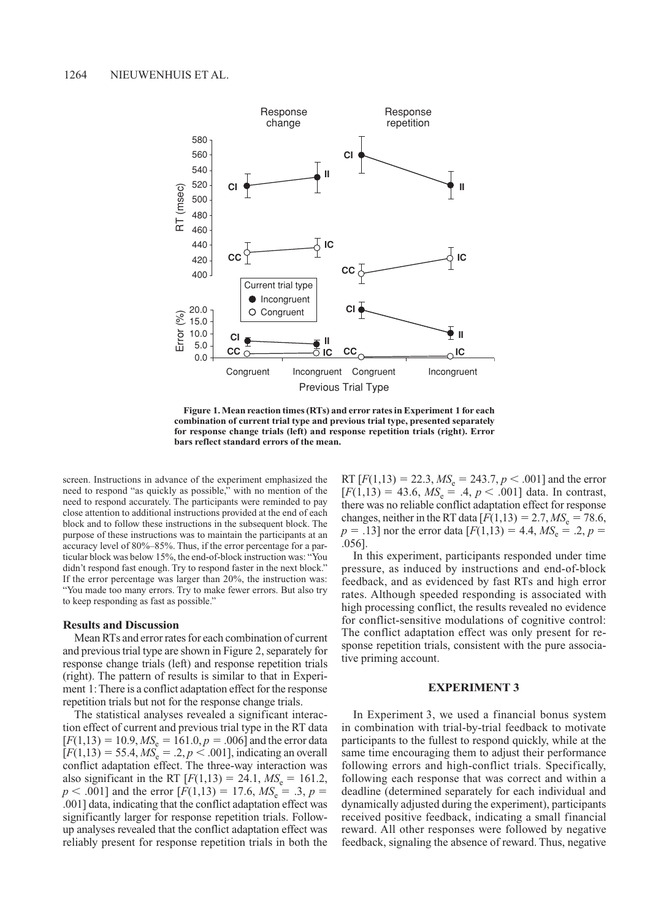**Figure 1. Mean reaction times (RTs) and error rates in Experiment 1 for each combination of current trial type and previous trial type, presented separately for response change trials (left) and response repetition trials (right). Error bars reflect standard errors of the mean.**

screen. Instructions in advance of the experiment emphasized the need to respond "as quickly as possible," with no mention of the need to respond accurately. The participants were reminded to pay close attention to additional instructions provided at the end of each block and to follow these instructions in the subsequent block. The purpose of these instructions was to maintain the participants at an accuracy level of 80%–85%. Thus, if the error percentage for a particular block was below 15%, the end-of-block instruction was: "You didn't respond fast enough. Try to respond faster in the next block." If the error percentage was larger than 20%, the instruction was: "You made too many errors. Try to make fewer errors. But also try to keep responding as fast as possible."

### Results and Discussion

Mean RTs and error rates for each combination of current and previous trial type are shown in Figure 2, separately for response change trials (left) and response repetition trials (right). The pattern of results is similar to that in Experiment 1: There is a conflict adaptation effect for the response repetition trials but not for the response change trials.

The statistical analyses revealed a significant interaction effect of current and previous trial type in the RT data [$F(1,13) = 10.9$, $MS_e = 161.0$, $p = .006$] and the error data [$F(1,13) = 55.4$, $MS_e = .2$, $p < .001$], indicating an overall conflict adaptation effect. The three-way interaction was also significant in the RT [$F(1,13) = 24.1$, $MS_e = 161.2$, $p < .001$] and the error [$F(1,13) = 17.6$, $MS_e = .3$, $p = .001$] data, indicating that the conflict adaptation effect was significantly larger for response repetition trials. Follow-up analyses revealed that the conflict adaptation effect was reliably present for response repetition trials in both the RT [$F(1,13) = 22.3$, $MS_e = 243.7$, $p < .001$] and the error [$F(1,13) = 43.6$, $MS_e = .4$, $p < .001$] data. In contrast, there was no reliable conflict adaptation effect for response changes, neither in the RT data [$F(1,13) = 2.7$, $MS_e = 78.6$, $p = .13$] nor the error data [$F(1,13) = 4.4$, $MS_e = .2$, $p = .056$].

In this experiment, participants responded under time pressure, as induced by instructions and end-of-block feedback, and as evidenced by fast RTs and high error rates. Although speeded responding is associated with high processing conflict, the results revealed no evidence for conflict-sensitive modulations of cognitive control: The conflict adaptation effect was only present for response repetition trials, consistent with the pure associative priming account.

## EXPERIMENT 3

In Experiment 3, we used a financial bonus system in combination with trial-by-trial feedback to motivate participants to the fullest to respond quickly, while at the same time encouraging them to adjust their performance following errors and high-conflict trials. Specifically, following each response that was correct and within a deadline (determined separately for each individual and dynamically adjusted during the experiment), participants received positive feedback, indicating a small financial reward. All other responses were followed by negative feedback, signaling the absence of reward. Thus, negative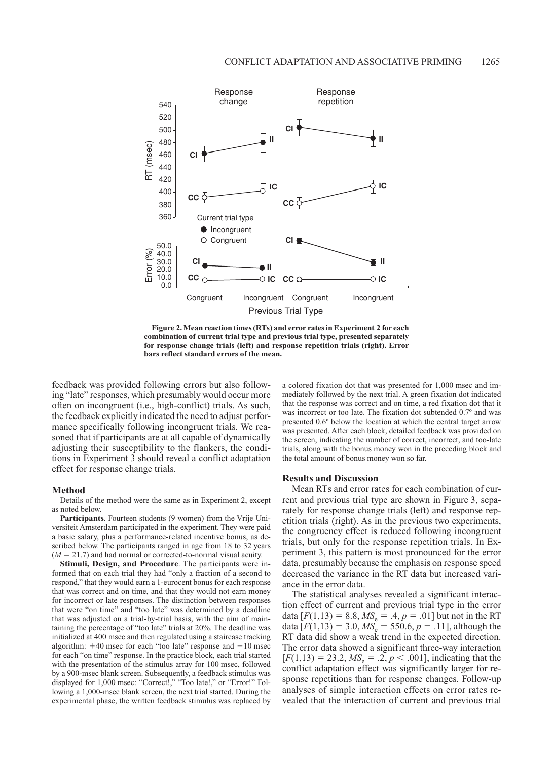**Figure 2. Mean reaction times (RTs) and error rates in Experiment 2 for each combination of current trial type and previous trial type, presented separately for response change trials (left) and response repetition trials (right). Error bars reflect standard errors of the mean.**

feedback was provided following errors but also following "late" responses, which presumably would occur more often on incongruent (i.e., high-conflict) trials. As such, the feedback explicitly indicated the need to adjust performance specifically following incongruent trials. We reasoned that if participants are at all capable of dynamically adjusting their susceptibility to the flankers, the conditions in Experiment 3 should reveal a conflict adaptation effect for response change trials.

### Method

Details of the method were the same as in Experiment 2, except as noted below.

**Participants**. Fourteen students (9 women) from the Vrije Universiteit Amsterdam participated in the experiment. They were paid a basic salary, plus a performance-related incentive bonus, as described below. The participants ranged in age from 18 to 32 years ($M = 21.7$) and had normal or corrected-to-normal visual acuity.

**Stimuli, Design, and Procedure**. The participants were informed that on each trial they had "only a fraction of a second to respond," that they would earn a 1-eurocent bonus for each response that was correct and on time, and that they would not earn money for incorrect or late responses. The distinction between responses that were "on time" and "too late" was determined by a deadline that was adjusted on a trial-by-trial basis, with the aim of maintaining the percentage of "too late" trials at 20%. The deadline was initialized at 400 msec and then regulated using a staircase tracking algorithm: +40 msec for each "too late" response and −10 msec for each "on time" response. In the practice block, each trial started with the presentation of the stimulus array for 100 msec, followed by a 900-msec blank screen. Subsequently, a feedback stimulus was displayed for 1,000 msec: "Correct!," "Too late!," or "Error!" Following a 1,000-msec blank screen, the next trial started. During the experimental phase, the written feedback stimulus was replaced by a colored fixation dot that was presented for 1,000 msec and immediately followed by the next trial. A green fixation dot indicated that the response was correct and on time, a red fixation dot that it was incorrect or too late. The fixation dot subtended 0.7º and was presented 0.6º below the location at which the central target arrow was presented. After each block, detailed feedback was provided on the screen, indicating the number of correct, incorrect, and too-late trials, along with the bonus money won in the preceding block and the total amount of bonus money won so far.

### Results and Discussion

Mean RTs and error rates for each combination of current and previous trial type are shown in Figure 3, separately for response change trials (left) and response repetition trials (right). As in the previous two experiments, the congruency effect is reduced following incongruent trials, but only for the response repetition trials. In Experiment 3, this pattern is most pronounced for the error data, presumably because the emphasis on response speed decreased the variance in the RT data but increased variance in the error data.

The statistical analyses revealed a significant interaction effect of current and previous trial type in the error data [$F(1,13) = 8.8$, $MS_e = .4$, $p = .01$] but not in the RT data [$F(1,13) = 3.0$, $MS_e = 550.6$, $p = .11$], although the RT data did show a weak trend in the expected direction. The error data showed a significant three-way interaction [$F(1,13) = 23.2$, $MS_e = .2$, $p < .001$], indicating that the conflict adaptation effect was significantly larger for response repetitions than for response changes. Follow-up analyses of simple interaction effects on error rates revealed that the interaction of current and previous trial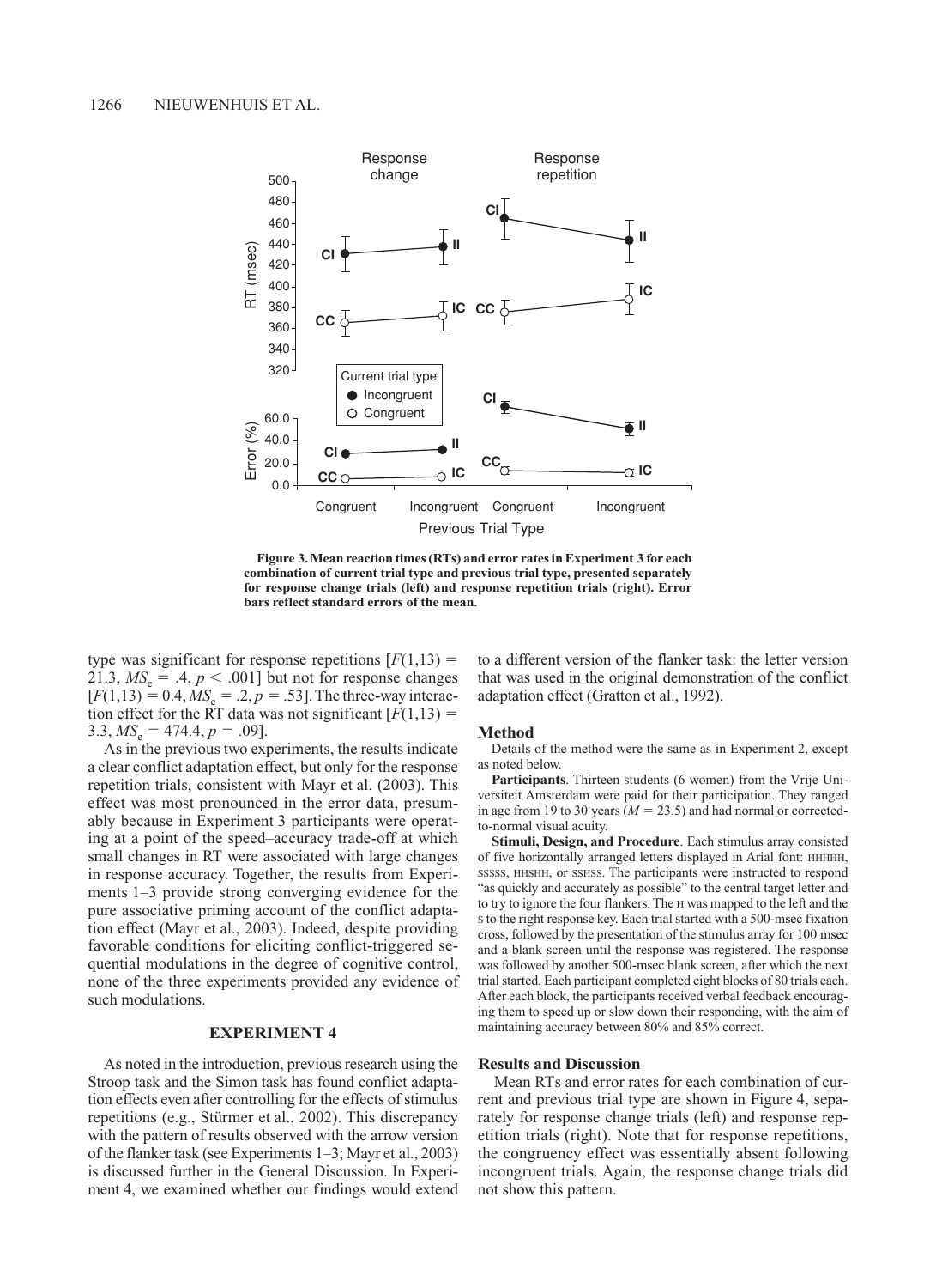**Figure 3. Mean reaction times (RTs) and error rates in Experiment 3 for each combination of current trial type and previous trial type, presented separately for response change trials (left) and response repetition trials (right). Error bars reflect standard errors of the mean.**

type was significant for response repetitions [$F(1,13) = 21.3$, $MS_e = .4$, $p < .001$] but not for response changes [$F(1,13) = 0.4$, $MS_e = .2$, $p = .53$]. The three-way interaction effect for the RT data was not significant [$F(1,13) = 3.3$, $MS_e = 474.4$, $p = .09$].

As in the previous two experiments, the results indicate a clear conflict adaptation effect, but only for the response repetition trials, consistent with Mayr et al. (2003). This effect was most pronounced in the error data, presumably because in Experiment 3 participants were operating at a point of the speed–accuracy trade-off at which small changes in RT were associated with large changes in response accuracy. Together, the results from Experiments 1–3 provide strong converging evidence for the pure associative priming account of the conflict adaptation effect (Mayr et al., 2003). Indeed, despite providing favorable conditions for eliciting conflict-triggered sequential modulations in the degree of cognitive control, none of the three experiments provided any evidence of such modulations.

## EXPERIMENT 4

As noted in the introduction, previous research using the Stroop task and the Simon task has found conflict adaptation effects even after controlling for the effects of stimulus repetitions (e.g., Stürmer et al., 2002). This discrepancy with the pattern of results observed with the arrow version of the flanker task (see Experiments 1–3; Mayr et al., 2003) is discussed further in the General Discussion. In Experiment 4, we examined whether our findings would extend to a different version of the flanker task: the letter version that was used in the original demonstration of the conflict adaptation effect (Gratton et al., 1992).

### Method

Details of the method were the same as in Experiment 2, except as noted below.

**Participants**. Thirteen students (6 women) from the Vrije Universiteit Amsterdam were paid for their participation. They ranged in age from 19 to 30 years ($M = 23.5$) and had normal or corrected-to-normal visual acuity.

**Stimuli, Design, and Procedure**. Each stimulus array consisted of five horizontally arranged letters displayed in Arial font: HHHHH, SSSSS, HHSHH, or SSHSS. The participants were instructed to respond "as quickly and accurately as possible" to the central target letter and to try to ignore the four flankers. The H was mapped to the left and the S to the right response key. Each trial started with a 500-msec fixation cross, followed by the presentation of the stimulus array for 100 msec and a blank screen until the response was registered. The response was followed by another 500-msec blank screen, after which the next trial started. Each participant completed eight blocks of 80 trials each. After each block, the participants received verbal feedback encouraging them to speed up or slow down their responding, with the aim of maintaining accuracy between 80% and 85% correct.

### Results and Discussion

Mean RTs and error rates for each combination of current and previous trial type are shown in Figure 4, separately for response change trials (left) and response repetition trials (right). Note that for response repetitions, the congruency effect was essentially absent following incongruent trials. Again, the response change trials did not show this pattern.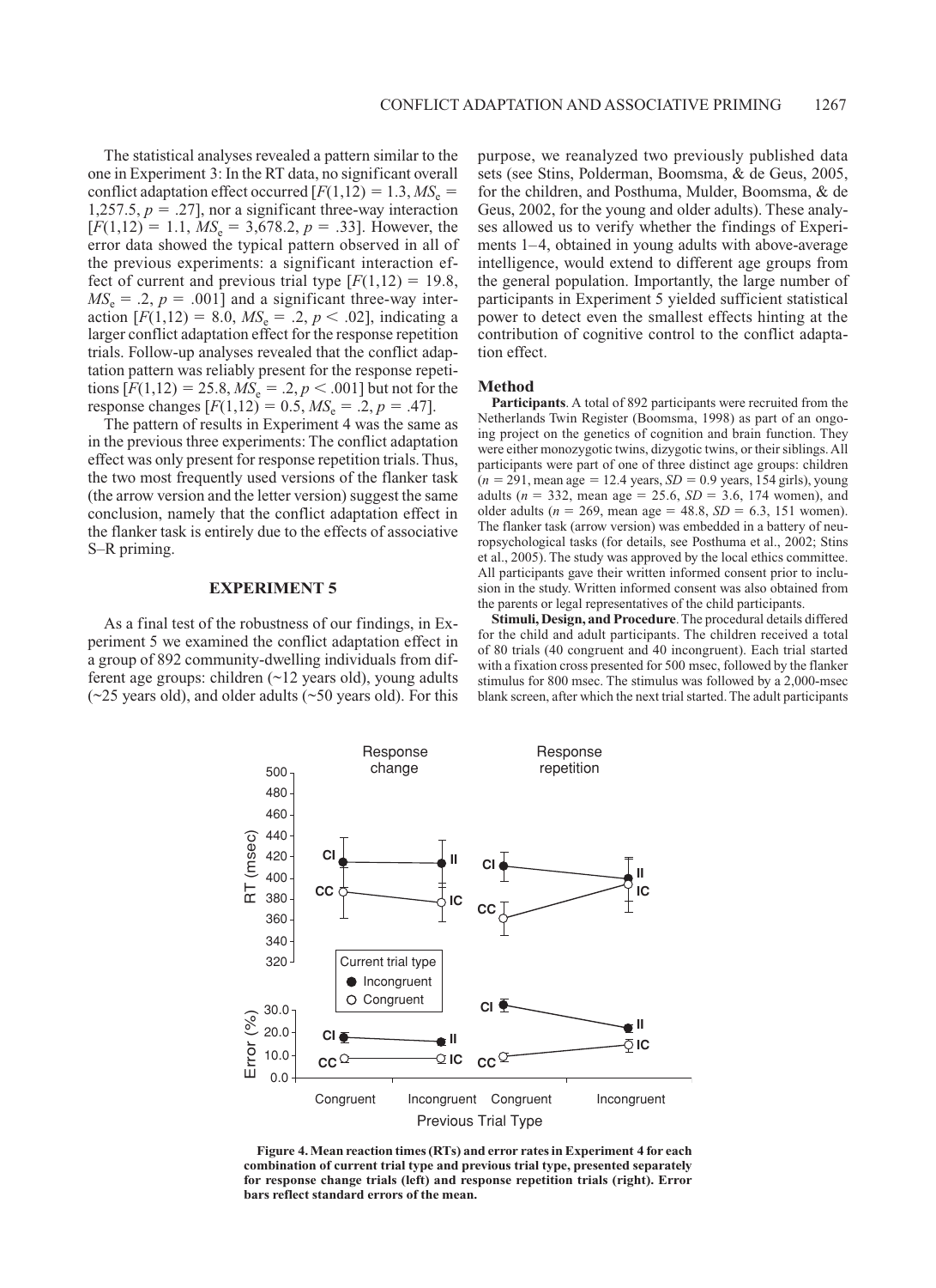The statistical analyses revealed a pattern similar to the one in Experiment 3: In the RT data, no significant overall conflict adaptation effect occurred [$F(1,12) = 1.3$, $MS_e = 1,257.5$, $p = .27$], nor a significant three-way interaction [$F(1,12) = 1.1$, $MS_e = 3,678.2$, $p = .33$]. However, the error data showed the typical pattern observed in all of the previous experiments: a significant interaction effect of current and previous trial type [$F(1,12) = 19.8$, $MS_e = .2$, $p = .001$] and a significant three-way interaction [$F(1,12) = 8.0$, $MS_e = .2$, $p < .02$], indicating a larger conflict adaptation effect for the response repetition trials. Follow-up analyses revealed that the conflict adaptation pattern was reliably present for the response repetitions [$F(1,12) = 25.8$, $MS_e = .2$, $p < .001$] but not for the response changes [$F(1,12) = 0.5$, $MS_e = .2$, $p = .47$].

The pattern of results in Experiment 4 was the same as in the previous three experiments: The conflict adaptation effect was only present for response repetition trials. Thus, the two most frequently used versions of the flanker task (the arrow version and the letter version) suggest the same conclusion, namely that the conflict adaptation effect in the flanker task is entirely due to the effects of associative S–R priming.

## EXPERIMENT 5

As a final test of the robustness of our findings, in Experiment 5 we examined the conflict adaptation effect in a group of 892 community-dwelling individuals from different age groups: children (~12 years old), young adults (~25 years old), and older adults (~50 years old). For this purpose, we reanalyzed two previously published data sets (see Stins, Polderman, Boomsma, & de Geus, 2005, for the children, and Posthuma, Mulder, Boomsma, & de Geus, 2002, for the young and older adults). These analyses allowed us to verify whether the findings of Experiments 1–4, obtained in young adults with above-average intelligence, would extend to different age groups from the general population. Importantly, the large number of participants in Experiment 5 yielded sufficient statistical power to detect even the smallest effects hinting at the contribution of cognitive control to the conflict adaptation effect.

### Method

**Participants**. A total of 892 participants were recruited from the Netherlands Twin Register (Boomsma, 1998) as part of an ongoing project on the genetics of cognition and brain function. They were either monozygotic twins, dizygotic twins, or their siblings. All participants were part of one of three distinct age groups: children ($n = 291$, mean age = 12.4 years, $SD = 0.9$ years, 154 girls), young adults ($n = 332$, mean age = 25.6, $SD = 3.6$, 174 women), and older adults ($n = 269$, mean age = 48.8, $SD = 6.3$, 151 women). The flanker task (arrow version) was embedded in a battery of neuropsychological tasks (for details, see Posthuma et al., 2002; Stins et al., 2005). The study was approved by the local ethics committee. All participants gave their written informed consent prior to inclusion in the study. Written informed consent was also obtained from the parents or legal representatives of the child participants.

**Stimuli, Design, and Procedure**. The procedural details differed for the child and adult participants. The children received a total of 80 trials (40 congruent and 40 incongruent). Each trial started with a fixation cross presented for 500 msec, followed by the flanker stimulus for 800 msec. The stimulus was followed by a 2,000-msec blank screen, after which the next trial started. The adult participants

**Figure 4. Mean reaction times (RTs) and error rates in Experiment 4 for each combination of current trial type and previous trial type, presented separately for response change trials (left) and response repetition trials (right). Error bars reflect standard errors of the mean.**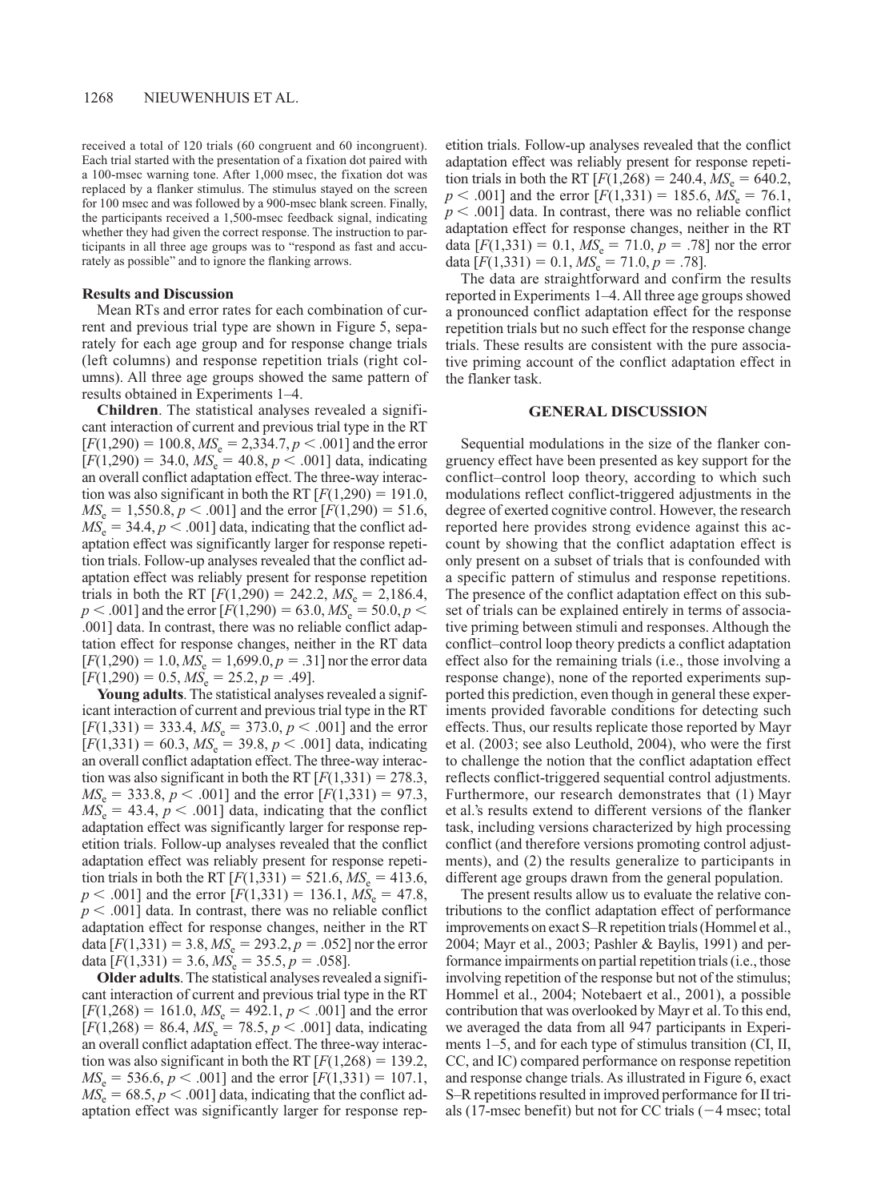received a total of 120 trials (60 congruent and 60 incongruent). Each trial started with the presentation of a fixation dot paired with a 100-msec warning tone. After 1,000 msec, the fixation dot was replaced by a flanker stimulus. The stimulus stayed on the screen for 100 msec and was followed by a 900-msec blank screen. Finally, the participants received a 1,500-msec feedback signal, indicating whether they had given the correct response. The instruction to participants in all three age groups was to "respond as fast and accurately as possible" and to ignore the flanking arrows.

### Results and Discussion

Mean RTs and error rates for each combination of current and previous trial type are shown in Figure 5, separately for each age group and for response change trials (left columns) and response repetition trials (right columns). All three age groups showed the same pattern of results obtained in Experiments 1–4.

**Children**. The statistical analyses revealed a significant interaction of current and previous trial type in the RT [$F(1,290) = 100.8$, $MS_e = 2,334.7$, $p < .001$] and the error [$F(1,290) = 34.0$, $MS_e = 40.8$, $p < .001$] data, indicating an overall conflict adaptation effect. The three-way interaction was also significant in both the RT [$F(1,290) = 191.0$, $MS_e = 1,550.8$, $p < .001$] and the error [$F(1,290) = 51.6$, $MS_e = 34.4$, $p < .001$] data, indicating that the conflict adaptation effect was significantly larger for response repetition trials. Follow-up analyses revealed that the conflict adaptation effect was reliably present for response repetition trials in both the RT [$F(1,290) = 242.2$, $MS_e = 2,186.4$, $p < .001$] and the error [$F(1,290) = 63.0$, $MS_e = 50.0$, $p < .001$] data. In contrast, there was no reliable conflict adaptation effect for response changes, neither in the RT data [$F(1,290) = 1.0$, $MS_e = 1,699.0$, $p = .31$] nor the error data [$F(1,290) = 0.5$, $MS_e = 25.2$, $p = .49$].

**Young adults**. The statistical analyses revealed a significant interaction of current and previous trial type in the RT [$F(1,331) = 333.4$, $MS_e = 373.0$, $p < .001$] and the error [$F(1,331) = 60.3$, $MS_e = 39.8$, $p < .001$] data, indicating an overall conflict adaptation effect. The three-way interaction was also significant in both the RT [$F(1,331) = 278.3$, $MS_e = 333.8$, $p < .001$] and the error [$F(1,331) = 97.3$, $MS_e = 43.4$, $p < .001$] data, indicating that the conflict adaptation effect was significantly larger for response repetition trials. Follow-up analyses revealed that the conflict adaptation effect was reliably present for response repetition trials in both the RT [$F(1,331) = 521.6$, $MS_e = 413.6$, $p < .001$] and the error [$F(1,331) = 136.1$, $MS_e = 47.8$, $p < .001$] data. In contrast, there was no reliable conflict adaptation effect for response changes, neither in the RT data [$F(1,331) = 3.8$, $MS_e = 293.2$, $p = .052$] nor the error data [$F(1,331) = 3.6$, $MS_e = 35.5$, $p = .058$].

**Older adults**. The statistical analyses revealed a significant interaction of current and previous trial type in the RT [$F(1,268) = 161.0$, $MS_e = 492.1$, $p < .001$] and the error [$F(1,268) = 86.4$, $MS_e = 78.5$, $p < .001$] data, indicating an overall conflict adaptation effect. The three-way interaction was also significant in both the RT [$F(1,268) = 139.2$, $MS_e = 536.6$, $p < .001$] and the error [$F(1,331) = 107.1$, $MS_e = 68.5$, $p < .001$] data, indicating that the conflict adaptation effect was significantly larger for response repetition trials. Follow-up analyses revealed that the conflict adaptation effect was reliably present for response repetition trials in both the RT [$F(1,268) = 240.4$, $MS_e = 640.2$, $p < .001$] and the error [$F(1,331) = 185.6$, $MS_e = 76.1$, $p < .001$] data. In contrast, there was no reliable conflict adaptation effect for response changes, neither in the RT data [$F(1,331) = 0.1$, $MS_e = 71.0$, $p = .78$] nor the error data [$F(1,331) = 0.1$, $MS_e = 71.0$, $p = .78$].

The data are straightforward and confirm the results reported in Experiments 1–4. All three age groups showed a pronounced conflict adaptation effect for the response repetition trials but no such effect for the response change trials. These results are consistent with the pure associative priming account of the conflict adaptation effect in the flanker task.

## GENERAL DISCUSSION

Sequential modulations in the size of the flanker congruency effect have been presented as key support for the conflict–control loop theory, according to which such modulations reflect conflict-triggered adjustments in the degree of exerted cognitive control. However, the research reported here provides strong evidence against this account by showing that the conflict adaptation effect is only present on a subset of trials that is confounded with a specific pattern of stimulus and response repetitions. The presence of the conflict adaptation effect on this subset of trials can be explained entirely in terms of associative priming between stimuli and responses. Although the conflict–control loop theory predicts a conflict adaptation effect also for the remaining trials (i.e., those involving a response change), none of the reported experiments supported this prediction, even though in general these experiments provided favorable conditions for detecting such effects. Thus, our results replicate those reported by Mayr et al. (2003; see also Leuthold, 2004), who were the first to challenge the notion that the conflict adaptation effect reflects conflict-triggered sequential control adjustments. Furthermore, our research demonstrates that (1) Mayr et al.'s results extend to different versions of the flanker task, including versions characterized by high processing conflict (and therefore versions promoting control adjustments), and (2) the results generalize to participants in different age groups drawn from the general population.

The present results allow us to evaluate the relative contributions to the conflict adaptation effect of performance improvements on exact S–R repetition trials (Hommel et al., 2004; Mayr et al., 2003; Pashler & Baylis, 1991) and performance impairments on partial repetition trials (i.e., those involving repetition of the response but not of the stimulus; Hommel et al., 2004; Notebaert et al., 2001), a possible contribution that was overlooked by Mayr et al. To this end, we averaged the data from all 947 participants in Experiments 1–5, and for each type of stimulus transition (CI, II, CC, and IC) compared performance on response repetition and response change trials. As illustrated in Figure 6, exact S–R repetitions resulted in improved performance for II trials (17-msec benefit) but not for CC trials (−4 msec; total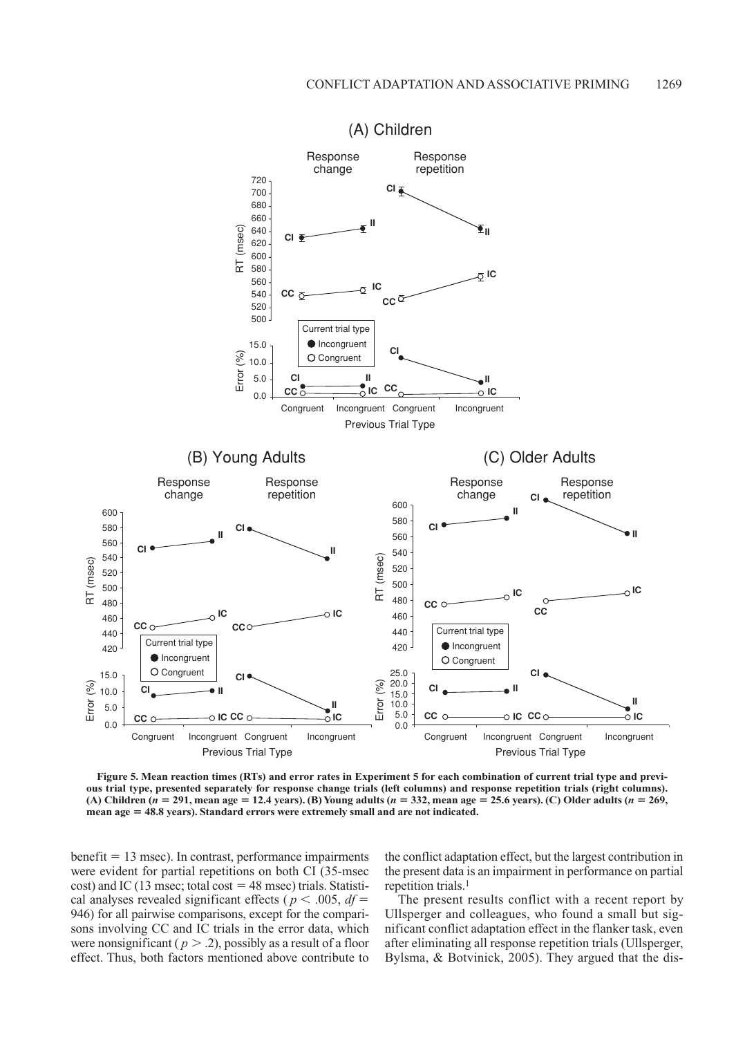**Figure 5. Mean reaction times (RTs) and error rates in Experiment 5 for each combination of current trial type and previous trial type, presented separately for response change trials (left columns) and response repetition trials (right columns). (A) Children ($n$ = 291, mean age = 12.4 years). (B) Young adults ($n$ = 332, mean age = 25.6 years). (C) Older adults ($n$ = 269, mean age = 48.8 years). Standard errors were extremely small and are not indicated.**

benefit = 13 msec). In contrast, performance impairments were evident for partial repetitions on both CI (35-msec cost) and IC (13 msec; total cost = 48 msec) trials. Statistical analyses revealed significant effects ($p < .005$, $df$ = 946) for all pairwise comparisons, except for the comparisons involving CC and IC trials in the error data, which were nonsignificant ($p > .2$), possibly as a result of a floor effect. Thus, both factors mentioned above contribute to the conflict adaptation effect, but the largest contribution in the present data is an impairment in performance on partial repetition trials.[1]

The present results conflict with a recent report by Ullsperger and colleagues, who found a small but significant conflict adaptation effect in the flanker task, even after eliminating all response repetition trials (Ullsperger, Bylsma, & Botvinick, 2005). They argued that the dis-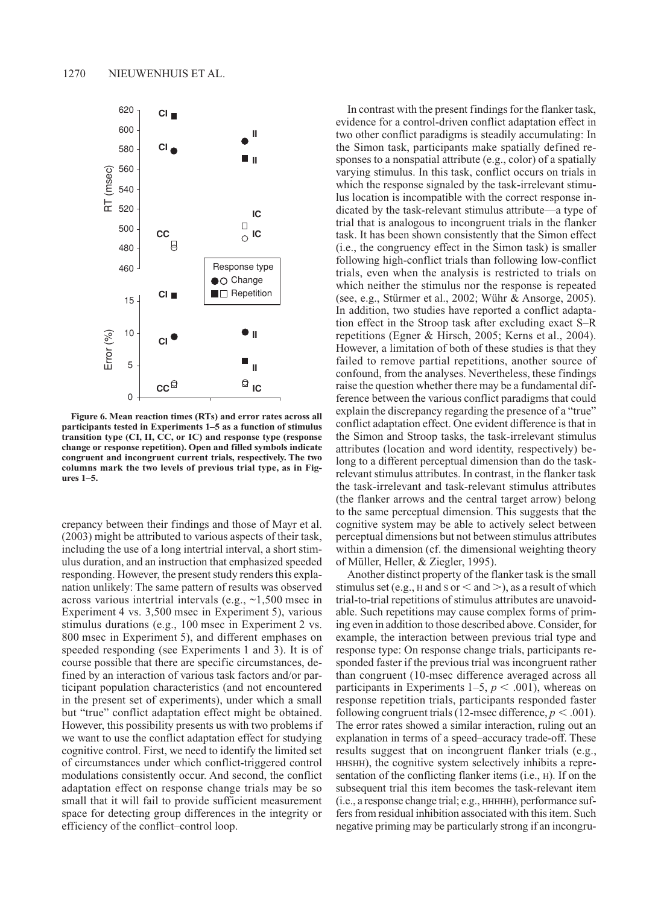620

600

580

560

540

520

500

480

460

RT (msec)

CI

CI

CC

II

II

IC

IC

Response type

Change

Repetition

15

10

5

0

Error (%)

CI

CI

CC

II

II

IC

**Figure 6. Mean reaction times (RTs) and error rates across all participants tested in Experiments 1–5 as a function of stimulus transition type (CI, II, CC, or IC) and response type (response change or response repetition). Open and filled symbols indicate congruent and incongruent current trials, respectively. The two columns mark the two levels of previous trial type, as in Figures 1–5.**

crepancy between their findings and those of Mayr et al. (2003) might be attributed to various aspects of their task, including the use of a long intertrial interval, a short stimulus duration, and an instruction that emphasized speeded responding. However, the present study renders this explanation unlikely: The same pattern of results was observed across various intertrial intervals (e.g., ~1,500 msec in Experiment 4 vs. 3,500 msec in Experiment 5), various stimulus durations (e.g., 100 msec in Experiment 2 vs. 800 msec in Experiment 5), and different emphases on speeded responding (see Experiments 1 and 3). It is of course possible that there are specific circumstances, defined by an interaction of various task factors and/or participant population characteristics (and not encountered in the present set of experiments), under which a small but "true" conflict adaptation effect might be obtained. However, this possibility presents us with two problems if we want to use the conflict adaptation effect for studying cognitive control. First, we need to identify the limited set of circumstances under which conflict-triggered control modulations consistently occur. And second, the conflict adaptation effect on response change trials may be so small that it will fail to provide sufficient measurement space for detecting group differences in the integrity or efficiency of the conflict–control loop.

In contrast with the present findings for the flanker task, evidence for a control-driven conflict adaptation effect in two other conflict paradigms is steadily accumulating: In the Simon task, participants make spatially defined responses to a nonspatial attribute (e.g., color) of a spatially varying stimulus. In this task, conflict occurs on trials in which the response signaled by the task-irrelevant stimulus location is incompatible with the correct response indicated by the task-relevant stimulus attribute—a type of trial that is analogous to incongruent trials in the flanker task. It has been shown consistently that the Simon effect (i.e., the congruency effect in the Simon task) is smaller following high-conflict trials than following low-conflict trials, even when the analysis is restricted to trials on which neither the stimulus nor the response is repeated (see, e.g., Stürmer et al., 2002; Wühr & Ansorge, 2005). In addition, two studies have reported a conflict adaptation effect in the Stroop task after excluding exact S–R repetitions (Egner & Hirsch, 2005; Kerns et al., 2004). However, a limitation of both of these studies is that they failed to remove partial repetitions, another source of confound, from the analyses. Nevertheless, these findings raise the question whether there may be a fundamental difference between the various conflict paradigms that could explain the discrepancy regarding the presence of a "true" conflict adaptation effect. One evident difference is that in the Simon and Stroop tasks, the task-irrelevant stimulus attributes (location and word identity, respectively) belong to a different perceptual dimension than do the task-relevant stimulus attributes. In contrast, in the flanker task the task-irrelevant and task-relevant stimulus attributes (the flanker arrows and the central target arrow) belong to the same perceptual dimension. This suggests that the cognitive system may be able to actively select between perceptual dimensions but not between stimulus attributes within a dimension (cf. the dimensional weighting theory of Müller, Heller, & Ziegler, 1995).

Another distinct property of the flanker task is the small stimulus set (e.g., H and S or < and >), as a result of which trial-to-trial repetitions of stimulus attributes are unavoidable. Such repetitions may cause complex forms of priming even in addition to those described above. Consider, for example, the interaction between previous trial type and response type: On response change trials, participants responded faster if the previous trial was incongruent rather than congruent (10-msec difference averaged across all participants in Experiments 1–5, $p < .001$), whereas on response repetition trials, participants responded faster following congruent trials (12-msec difference, $p < .001$). The error rates showed a similar interaction, ruling out an explanation in terms of a speed–accuracy trade-off. These results suggest that on incongruent flanker trials (e.g., HHSHH), the cognitive system selectively inhibits a representation of the conflicting flanker items (i.e., H). If on the subsequent trial this item becomes the task-relevant item (i.e., a response change trial; e.g., HHHHH), performance suffers from residual inhibition associated with this item. Such negative priming may be particularly strong if an incongru-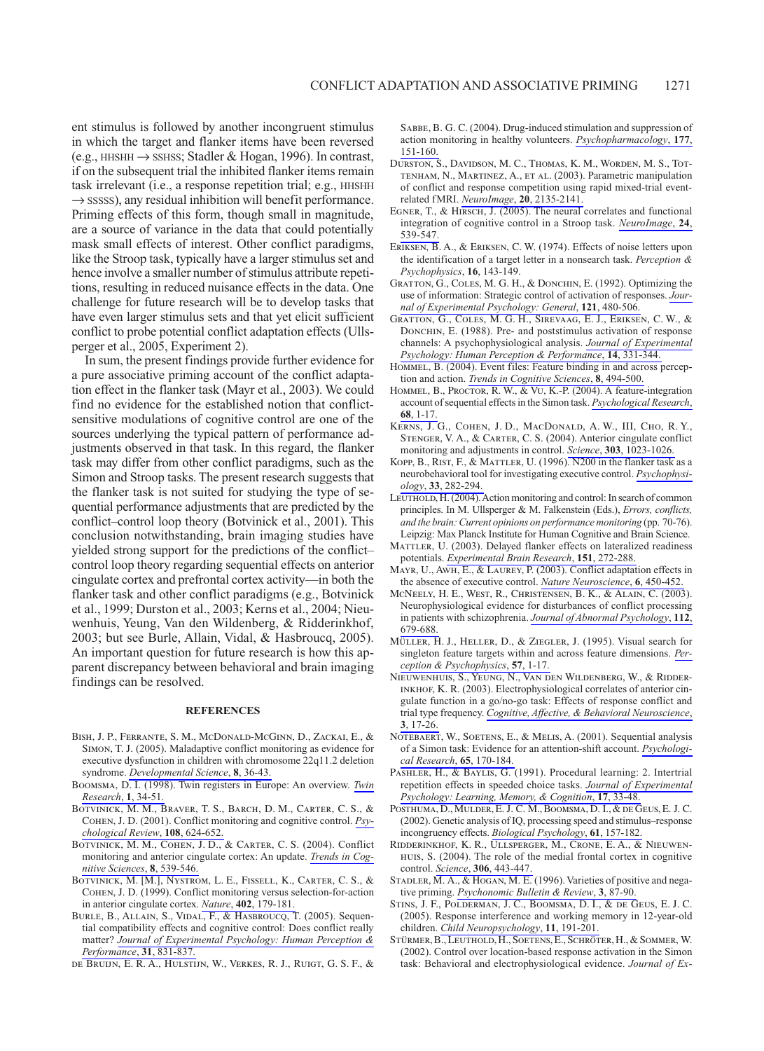ent stimulus is followed by another incongruent stimulus in which the target and flanker items have been reversed (e.g., HHSHH → SSHSS; Stadler & Hogan, 1996). In contrast, if on the subsequent trial the inhibited flanker items remain task irrelevant (i.e., a response repetition trial; e.g., HHSHH → SSSSS), any residual inhibition will benefit performance. Priming effects of this form, though small in magnitude, are a source of variance in the data that could potentially mask small effects of interest. Other conflict paradigms, like the Stroop task, typically have a larger stimulus set and hence involve a smaller number of stimulus attribute repetitions, resulting in reduced nuisance effects in the data. One challenge for future research will be to develop tasks that have even larger stimulus sets and that yet elicit sufficient conflict to probe potential conflict adaptation effects (Ullsperger et al., 2005, Experiment 2).

In sum, the present findings provide further evidence for a pure associative priming account of the conflict adaptation effect in the flanker task (Mayr et al., 2003). We could find no evidence for the established notion that conflict-sensitive modulations of cognitive control are one of the sources underlying the typical pattern of performance adjustments observed in that task. In this regard, the flanker task may differ from other conflict paradigms, such as the Simon and Stroop tasks. The present research suggests that the flanker task is not suited for studying the type of sequential performance adjustments that are predicted by the conflict–control loop theory (Botvinick et al., 2001). This conclusion notwithstanding, brain imaging studies have yielded strong support for the predictions of the conflict–control loop theory regarding sequential effects on anterior cingulate cortex and prefrontal cortex activity—in both the flanker task and other conflict paradigms (e.g., Botvinick et al., 1999; Durston et al., 2003; Kerns et al., 2004; Nieuwenhuis, Yeung, Van den Wildenberg, & Ridderinkhof, 2003; but see Burle, Allain, Vidal, & Hasbroucq, 2005). An important question for future research is how this apparent discrepancy between behavioral and brain imaging findings can be resolved.

## REFERENCES

Bish, J. P., Ferrante, S. M., McDonald-McGinn, D., Zackai, E., & Simon, T. J. (2005). Maladaptive conflict monitoring as evidence for executive dysfunction in children with chromosome 22q11.2 deletion syndrome. *Developmental Science*, **8**, 36-43.

Boomsma, D. I. (1998). Twin registers in Europe: An overview. *Twin Research*, **1**, 34-51.

Botvinick, M. M., Braver, T. S., Barch, D. M., Carter, C. S., & Cohen, J. D. (2001). Conflict monitoring and cognitive control. *Psychological Review*, **108**, 624-652.

Botvinick, M. M., Cohen, J. D., & Carter, C. S. (2004). Conflict monitoring and anterior cingulate cortex: An update. *Trends in Cognitive Sciences*, **8**, 539-546.

Botvinick, M. [M.], Nystrom, L. E., Fissell, K., Carter, C. S., & Cohen, J. D. (1999). Conflict monitoring versus selection-for-action in anterior cingulate cortex. *Nature*, **402**, 179-181.

Burle, B., Allain, S., Vidal, F., & Hasbroucq, T. (2005). Sequential compatibility effects and cognitive control: Does conflict really matter? *Journal of Experimental Psychology: Human Perception & Performance*, **31**, 831-837.

de Bruijn, E. R. A., Hulstijn, W., Verkes, R. J., Ruigt, G. S. F., & Sabbe, B. G. C. (2004). Drug-induced stimulation and suppression of action monitoring in healthy volunteers. *Psychopharmacology*, **177**, 151-160.

Durston, S., Davidson, M. C., Thomas, K. M., Worden, M. S., Tottenham, N., Martinez, A., et al. (2003). Parametric manipulation of conflict and response competition using rapid mixed-trial event-related fMRI. *NeuroImage*, **20**, 2135-2141.

Egner, T., & Hirsch, J. (2005). The neural correlates and functional integration of cognitive control in a Stroop task. *NeuroImage*, **24**, 539-547.

Eriksen, B. A., & Eriksen, C. W. (1974). Effects of noise letters upon the identification of a target letter in a nonsearch task. *Perception & Psychophysics*, **16**, 143-149.

Gratton, G., Coles, M. G. H., & Donchin, E. (1992). Optimizing the use of information: Strategic control of activation of responses. *Journal of Experimental Psychology: General*, **121**, 480-506.

Gratton, G., Coles, M. G. H., Sirevaag, E. J., Eriksen, C. W., & Donchin, E. (1988). Pre- and poststimulus activation of response channels: A psychophysiological analysis. *Journal of Experimental Psychology: Human Perception & Performance*, **14**, 331-344.

Hommel, B. (2004). Event files: Feature binding in and across perception and action. *Trends in Cognitive Sciences*, **8**, 494-500.

Hommel, B., Proctor, R. W., & Vu, K.-P. (2004). A feature-integration account of sequential effects in the Simon task. *Psychological Research*, **68**, 1-17.

Kerns, J. G., Cohen, J. D., MacDonald, A. W., III, Cho, R. Y., Stenger, V. A., & Carter, C. S. (2004). Anterior cingulate conflict monitoring and adjustments in control. *Science*, **303**, 1023-1026.

Kopp, B., Rist, F., & Mattler, U. (1996). N200 in the flanker task as a neurobehavioral tool for investigating executive control. *Psychophysiology*, **33**, 282-294.

Leuthold, H. (2004). Action monitoring and control: In search of common principles. In M. Ullsperger & M. Falkenstein (Eds.), *Errors, conflicts, and the brain: Current opinions on performance monitoring* (pp. 70-76). Leipzig: Max Planck Institute for Human Cognitive and Brain Science.

Mattler, U. (2003). Delayed flanker effects on lateralized readiness potentials. *Experimental Brain Research*, **151**, 272-288.

Mayr, U., Awh, E., & Laurey, P. (2003). Conflict adaptation effects in the absence of executive control. *Nature Neuroscience*, **6**, 450-452.

McNeely, H. E., West, R., Christensen, B. K., & Alain, C. (2003). Neurophysiological evidence for disturbances of conflict processing in patients with schizophrenia. *Journal of Abnormal Psychology*, **112**, 679-688.

Müller, H. J., Heller, D., & Ziegler, J. (1995). Visual search for singleton feature targets within and across feature dimensions. *Perception & Psychophysics*, **57**, 1-17.

Nieuwenhuis, S., Yeung, N., Van den Wildenberg, W., & Ridderinkhof, K. R. (2003). Electrophysiological correlates of anterior cingulate function in a go/no-go task: Effects of response conflict and trial type frequency. *Cognitive, Affective, & Behavioral Neuroscience*, **3**, 17-26.

Notebaert, W., Soetens, E., & Melis, A. (2001). Sequential analysis of a Simon task: Evidence for an attention-shift account. *Psychological Research*, **65**, 170-184.

Pashler, H., & Baylis, G. (1991). Procedural learning: 2. Intertrial repetition effects in speeded choice tasks. *Journal of Experimental Psychology: Learning, Memory, & Cognition*, **17**, 33-48.

Posthuma, D., Mulder, E. J. C. M., Boomsma, D. I., & de Geus, E. J. C. (2002). Genetic analysis of IQ, processing speed and stimulus–response incongruency effects. *Biological Psychology*, **61**, 157-182.

Ridderinkhof, K. R., Ullsperger, M., Crone, E. A., & Nieuwenhuis, S. (2004). The role of the medial frontal cortex in cognitive control. *Science*, **306**, 443-447.

Stadler, M. A., & Hogan, M. E. (1996). Varieties of positive and negative priming. *Psychonomic Bulletin & Review*, **3**, 87-90.

Stins, J. F., Polderman, J. C., Boomsma, D. I., & de Geus, E. J. C. (2005). Response interference and working memory in 12-year-old children. *Child Neuropsychology*, **11**, 191-201.

Stürmer, B., Leuthold, H., Soetens, E., Schröter, H., & Sommer, W. (2002). Control over location-based response activation in the Simon task: Behavioral and electrophysiological evidence. *Journal of Ex-*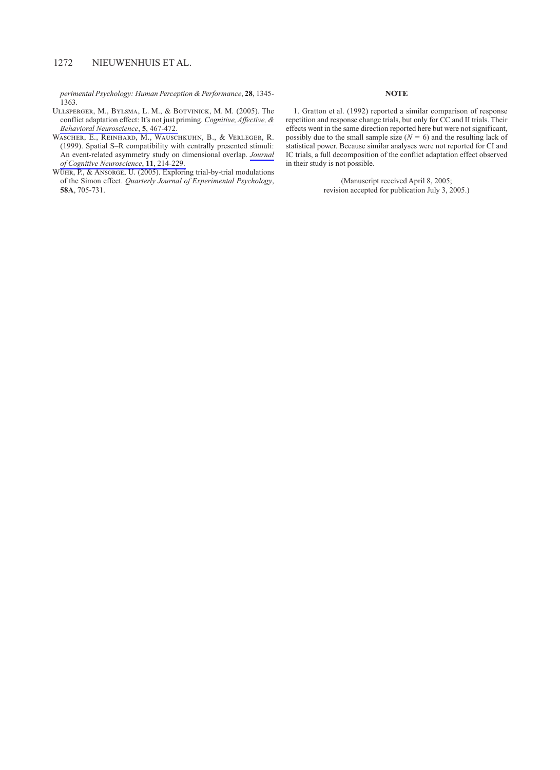*perimental Psychology: Human Perception & Performance*, **28**, 1345-1363.

Ullsperger, M., Bylsma, L. M., & Botvinick, M. M. (2005). The conflict adaptation effect: It's not just priming. *Cognitive, Affective, & Behavioral Neuroscience*, **5**, 467-472.

Wascher, E., Reinhard, M., Wauschkuhn, B., & Verleger, R. (1999). Spatial S–R compatibility with centrally presented stimuli: An event-related asymmetry study on dimensional overlap. *Journal of Cognitive Neuroscience*, **11**, 214-229.

Wühr, P., & Ansorge, U. (2005). Exploring trial-by-trial modulations of the Simon effect. *Quarterly Journal of Experimental Psychology*, **58A**, 705-731.

## NOTE

1. Gratton et al. (1992) reported a similar comparison of response repetition and response change trials, but only for CC and II trials. Their effects went in the same direction reported here but were not significant, possibly due to the small sample size ($N = 6$) and the resulting lack of statistical power. Because similar analyses were not reported for CI and IC trials, a full decomposition of the conflict adaptation effect observed in their study is not possible.

(Manuscript received April 8, 2005;
revision accepted for publication July 3, 2005.)